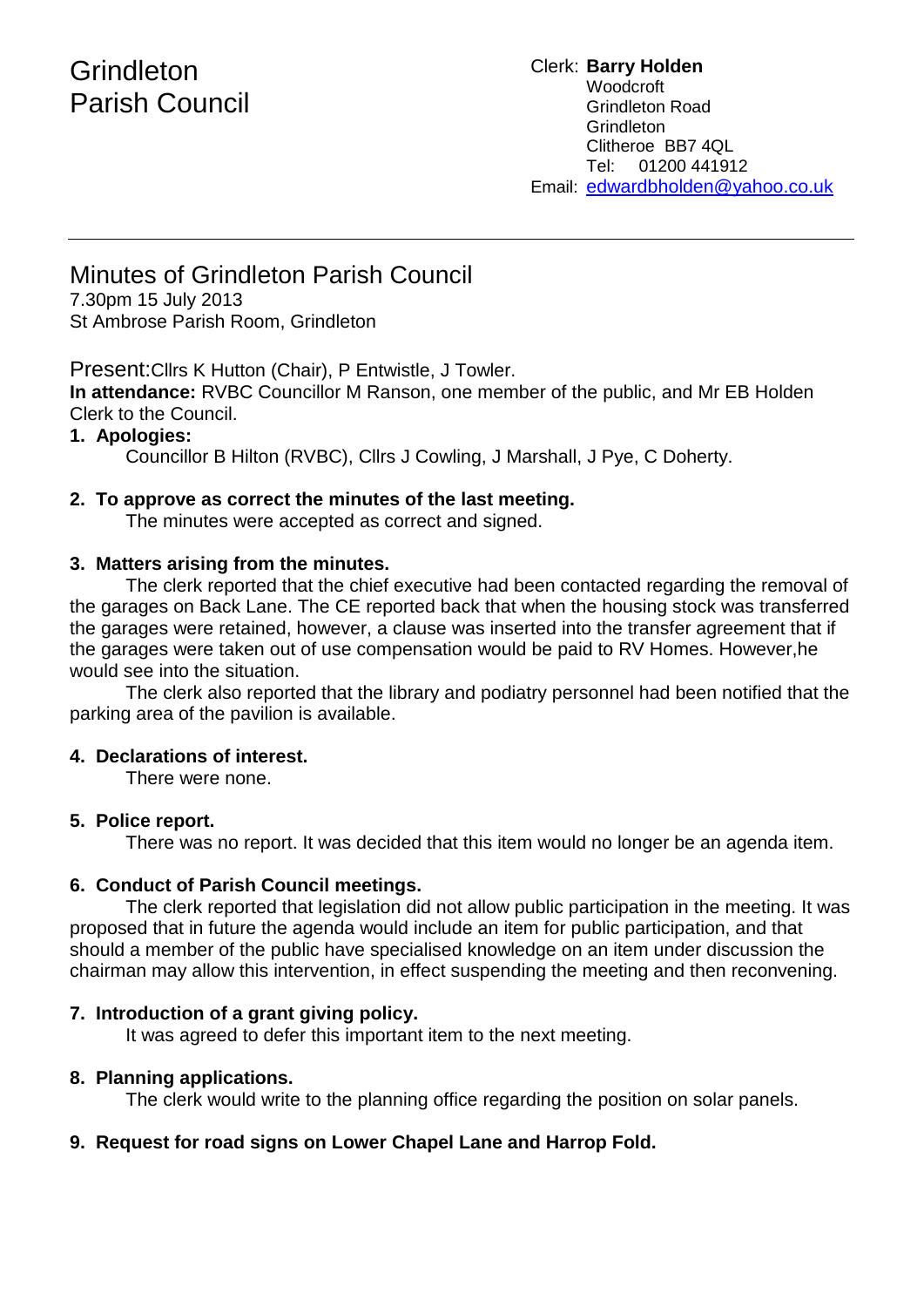# Grindleton Parish Council

Clerk: **Barry Holden**
Woodcroft
Grindleton Road
Grindleton
Clitheroe BB7 4QL
Tel: 01200 441912
Email: edwardbholden@yahoo.co.uk

---

## Minutes of Grindleton Parish Council

7.30pm 15 July 2013
St Ambrose Parish Room, Grindleton

Present: Cllrs K Hutton (Chair), P Entwistle, J Towler.

**In attendance:** RVBC Councillor M Ranson, one member of the public, and Mr EB Holden Clerk to the Council.

1. **Apologies:**
   Councillor B Hilton (RVBC), Cllrs J Cowling, J Marshall, J Pye, C Doherty.

2. **To approve as correct the minutes of the last meeting.**
   The minutes were accepted as correct and signed.

3. **Matters arising from the minutes.**
   The clerk reported that the chief executive had been contacted regarding the removal of the garages on Back Lane. The CE reported back that when the housing stock was transferred the garages were retained, however, a clause was inserted into the transfer agreement that if the garages were taken out of use compensation would be paid to RV Homes. However,he would see into the situation.
   The clerk also reported that the library and podiatry personnel had been notified that the parking area of the pavilion is available.

4. **Declarations of interest.**
   There were none.

5. **Police report.**
   There was no report. It was decided that this item would no longer be an agenda item.

6. **Conduct of Parish Council meetings.**
   The clerk reported that legislation did not allow public participation in the meeting. It was proposed that in future the agenda would include an item for public participation, and that should a member of the public have specialised knowledge on an item under discussion the chairman may allow this intervention, in effect suspending the meeting and then reconvening.

7. **Introduction of a grant giving policy.**
   It was agreed to defer this important item to the next meeting.

8. **Planning applications.**
   The clerk would write to the planning office regarding the position on solar panels.

9. **Request for road signs on Lower Chapel Lane and Harrop Fold.**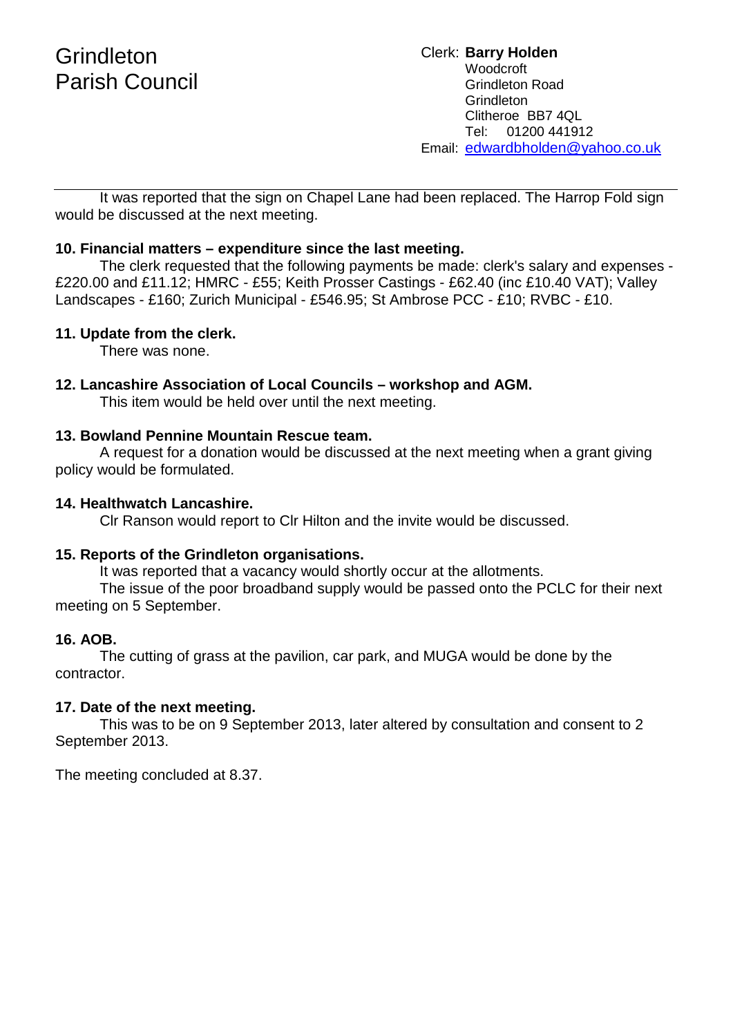Grindleton
Parish Council

Clerk: **Barry Holden**
Woodcroft
Grindleton Road
Grindleton
Clitheroe BB7 4QL
Tel: 01200 441912
Email: edwardbholden@yahoo.co.uk

---

It was reported that the sign on Chapel Lane had been replaced. The Harrop Fold sign would be discussed at the next meeting.

**10. Financial matters – expenditure since the last meeting.**

The clerk requested that the following payments be made: clerk's salary and expenses - £220.00 and £11.12; HMRC - £55; Keith Prosser Castings - £62.40 (inc £10.40 VAT); Valley Landscapes - £160; Zurich Municipal - £546.95; St Ambrose PCC - £10; RVBC - £10.

**11. Update from the clerk.**

There was none.

**12. Lancashire Association of Local Councils – workshop and AGM.**

This item would be held over until the next meeting.

**13. Bowland Pennine Mountain Rescue team.**

A request for a donation would be discussed at the next meeting when a grant giving policy would be formulated.

**14. Healthwatch Lancashire.**

Clr Ranson would report to Clr Hilton and the invite would be discussed.

**15. Reports of the Grindleton organisations.**

It was reported that a vacancy would shortly occur at the allotments.

The issue of the poor broadband supply would be passed onto the PCLC for their next meeting on 5 September.

**16. AOB.**

The cutting of grass at the pavilion, car park, and MUGA would be done by the contractor.

**17. Date of the next meeting.**

This was to be on 9 September 2013, later altered by consultation and consent to 2 September 2013.

The meeting concluded at 8.37.